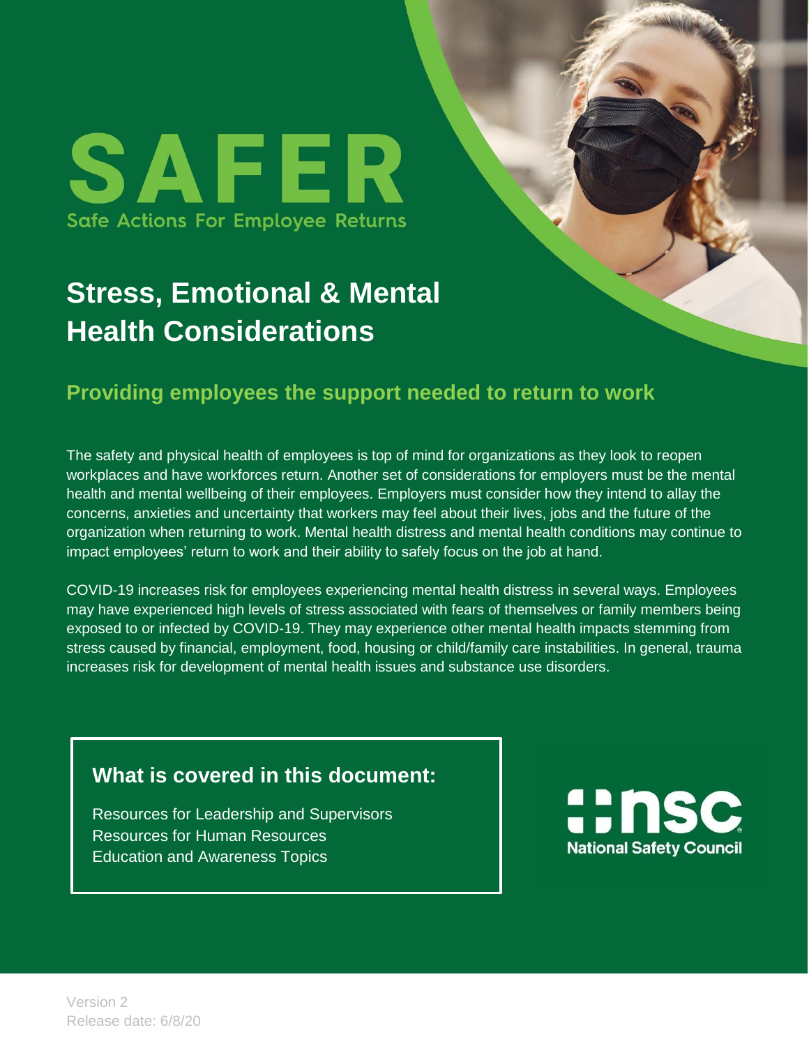# SAFER

Safe Actions For Employee Returns

## Stress, Emotional & Mental Health Considerations

### Providing employees the support needed to return to work

The safety and physical health of employees is top of mind for organizations as they look to reopen workplaces and have workforces return. Another set of considerations for employers must be the mental health and mental wellbeing of their employees. Employers must consider how they intend to allay the concerns, anxieties and uncertainty that workers may feel about their lives, jobs and the future of the organization when returning to work. Mental health distress and mental health conditions may continue to impact employees' return to work and their ability to safely focus on the job at hand.

COVID-19 increases risk for employees experiencing mental health distress in several ways. Employees may have experienced high levels of stress associated with fears of themselves or family members being exposed to or infected by COVID-19. They may experience other mental health impacts stemming from stress caused by financial, employment, food, housing or child/family care instabilities. In general, trauma increases risk for development of mental health issues and substance use disorders.

**What is covered in this document:**

Resources for Leadership and Supervisors
Resources for Human Resources
Education and Awareness Topics

nsc National Safety Council

Version 2
Release date: 6/8/20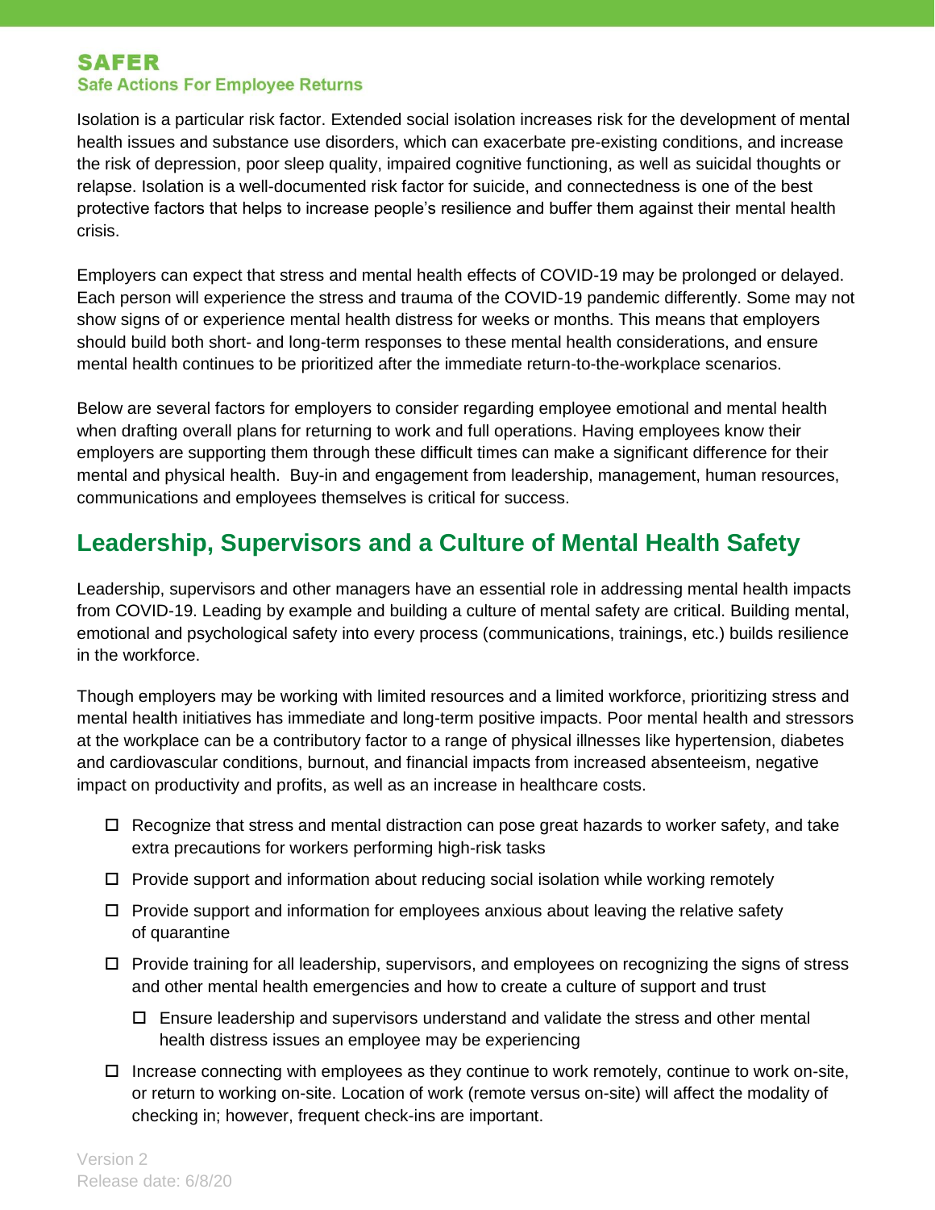Isolation is a particular risk factor. Extended social isolation increases risk for the development of mental health issues and substance use disorders, which can exacerbate pre-existing conditions, and increase the risk of depression, poor sleep quality, impaired cognitive functioning, as well as suicidal thoughts or relapse. Isolation is a well-documented risk factor for suicide, and connectedness is one of the best protective factors that helps to increase people's resilience and buffer them against their mental health crisis.

Employers can expect that stress and mental health effects of COVID-19 may be prolonged or delayed. Each person will experience the stress and trauma of the COVID-19 pandemic differently. Some may not show signs of or experience mental health distress for weeks or months. This means that employers should build both short- and long-term responses to these mental health considerations, and ensure mental health continues to be prioritized after the immediate return-to-the-workplace scenarios.

Below are several factors for employers to consider regarding employee emotional and mental health when drafting overall plans for returning to work and full operations. Having employees know their employers are supporting them through these difficult times can make a significant difference for their mental and physical health. Buy-in and engagement from leadership, management, human resources, communications and employees themselves is critical for success.

## Leadership, Supervisors and a Culture of Mental Health Safety

Leadership, supervisors and other managers have an essential role in addressing mental health impacts from COVID-19. Leading by example and building a culture of mental safety are critical. Building mental, emotional and psychological safety into every process (communications, trainings, etc.) builds resilience in the workforce.

Though employers may be working with limited resources and a limited workforce, prioritizing stress and mental health initiatives has immediate and long-term positive impacts. Poor mental health and stressors at the workplace can be a contributory factor to a range of physical illnesses like hypertension, diabetes and cardiovascular conditions, burnout, and financial impacts from increased absenteeism, negative impact on productivity and profits, as well as an increase in healthcare costs.

- ☐ Recognize that stress and mental distraction can pose great hazards to worker safety, and take extra precautions for workers performing high-risk tasks
- ☐ Provide support and information about reducing social isolation while working remotely
- ☐ Provide support and information for employees anxious about leaving the relative safety of quarantine
- ☐ Provide training for all leadership, supervisors, and employees on recognizing the signs of stress and other mental health emergencies and how to create a culture of support and trust
  - ☐ Ensure leadership and supervisors understand and validate the stress and other mental health distress issues an employee may be experiencing
- ☐ Increase connecting with employees as they continue to work remotely, continue to work on-site, or return to working on-site. Location of work (remote versus on-site) will affect the modality of checking in; however, frequent check-ins are important.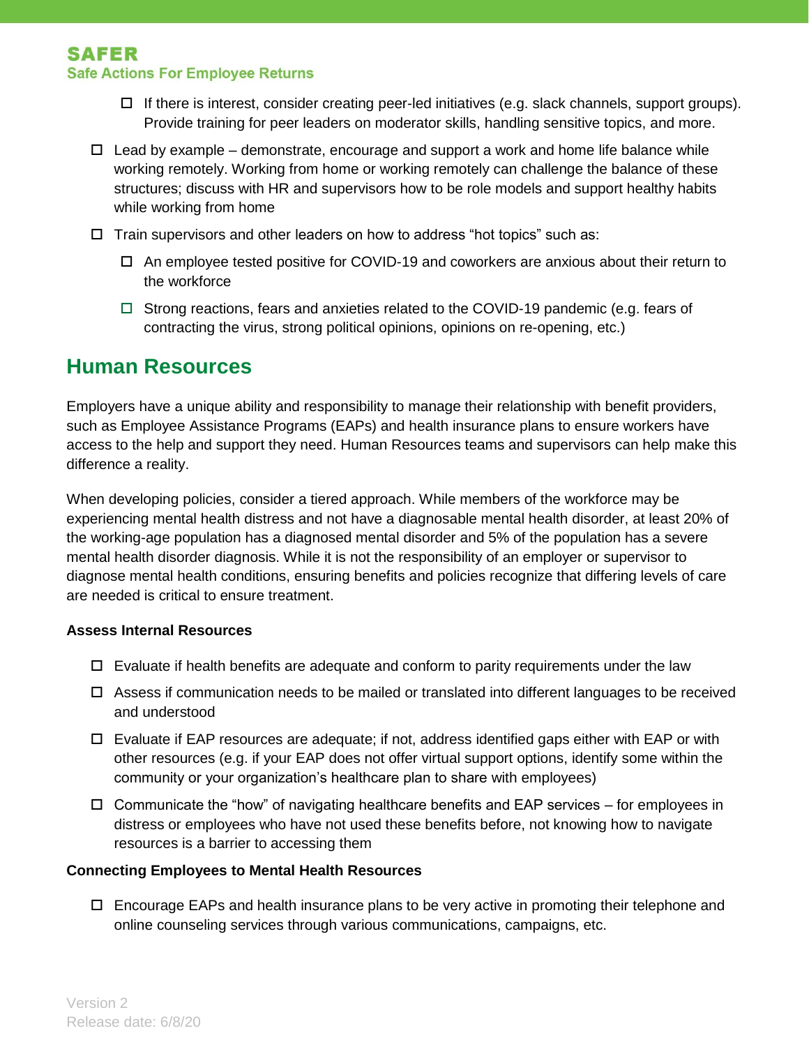- [ ] If there is interest, consider creating peer-led initiatives (e.g. slack channels, support groups). Provide training for peer leaders on moderator skills, handling sensitive topics, and more.

- [ ] Lead by example – demonstrate, encourage and support a work and home life balance while working remotely. Working from home or working remotely can challenge the balance of these structures; discuss with HR and supervisors how to be role models and support healthy habits while working from home
- [ ] Train supervisors and other leaders on how to address "hot topics" such as:
  - [ ] An employee tested positive for COVID-19 and coworkers are anxious about their return to the workforce
  - [ ] Strong reactions, fears and anxieties related to the COVID-19 pandemic (e.g. fears of contracting the virus, strong political opinions, opinions on re-opening, etc.)

## Human Resources

Employers have a unique ability and responsibility to manage their relationship with benefit providers, such as Employee Assistance Programs (EAPs) and health insurance plans to ensure workers have access to the help and support they need. Human Resources teams and supervisors can help make this difference a reality.

When developing policies, consider a tiered approach. While members of the workforce may be experiencing mental health distress and not have a diagnosable mental health disorder, at least 20% of the working-age population has a diagnosed mental disorder and 5% of the population has a severe mental health disorder diagnosis. While it is not the responsibility of an employer or supervisor to diagnose mental health conditions, ensuring benefits and policies recognize that differing levels of care are needed is critical to ensure treatment.

**Assess Internal Resources**

- [ ] Evaluate if health benefits are adequate and conform to parity requirements under the law
- [ ] Assess if communication needs to be mailed or translated into different languages to be received and understood
- [ ] Evaluate if EAP resources are adequate; if not, address identified gaps either with EAP or with other resources (e.g. if your EAP does not offer virtual support options, identify some within the community or your organization's healthcare plan to share with employees)
- [ ] Communicate the "how" of navigating healthcare benefits and EAP services – for employees in distress or employees who have not used these benefits before, not knowing how to navigate resources is a barrier to accessing them

**Connecting Employees to Mental Health Resources**

- [ ] Encourage EAPs and health insurance plans to be very active in promoting their telephone and online counseling services through various communications, campaigns, etc.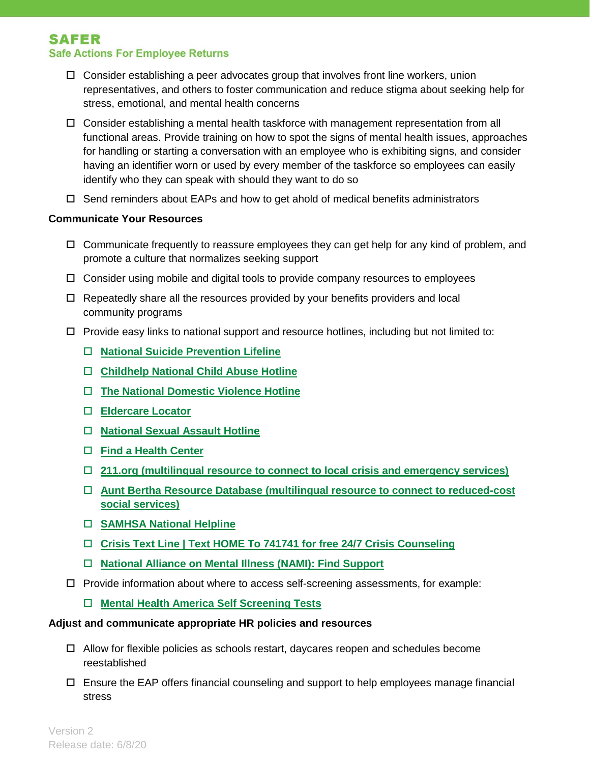- ☐ Consider establishing a peer advocates group that involves front line workers, union representatives, and others to foster communication and reduce stigma about seeking help for stress, emotional, and mental health concerns
- ☐ Consider establishing a mental health taskforce with management representation from all functional areas. Provide training on how to spot the signs of mental health issues, approaches for handling or starting a conversation with an employee who is exhibiting signs, and consider having an identifier worn or used by every member of the taskforce so employees can easily identify who they can speak with should they want to do so
- ☐ Send reminders about EAPs and how to get ahold of medical benefits administrators

**Communicate Your Resources**

- ☐ Communicate frequently to reassure employees they can get help for any kind of problem, and promote a culture that normalizes seeking support
- ☐ Consider using mobile and digital tools to provide company resources to employees
- ☐ Repeatedly share all the resources provided by your benefits providers and local community programs
- ☐ Provide easy links to national support and resource hotlines, including but not limited to:
  - ☐ **National Suicide Prevention Lifeline**
  - ☐ **Childhelp National Child Abuse Hotline**
  - ☐ **The National Domestic Violence Hotline**
  - ☐ **Eldercare Locator**
  - ☐ **National Sexual Assault Hotline**
  - ☐ **Find a Health Center**
  - ☐ **211.org (multilingual resource to connect to local crisis and emergency services)**
  - ☐ **Aunt Bertha Resource Database (multilingual resource to connect to reduced-cost social services)**
  - ☐ **SAMHSA National Helpline**
  - ☐ **Crisis Text Line | Text HOME To 741741 for free 24/7 Crisis Counseling**
  - ☐ **National Alliance on Mental Illness (NAMI): Find Support**
- ☐ Provide information about where to access self-screening assessments, for example:
  - ☐ **Mental Health America Self Screening Tests**

**Adjust and communicate appropriate HR policies and resources**

- ☐ Allow for flexible policies as schools restart, daycares reopen and schedules become reestablished
- ☐ Ensure the EAP offers financial counseling and support to help employees manage financial stress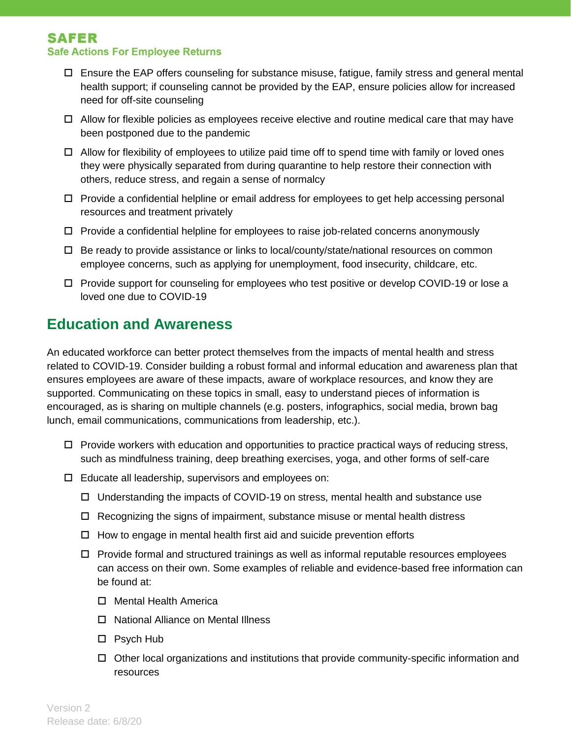- ☐ Ensure the EAP offers counseling for substance misuse, fatigue, family stress and general mental health support; if counseling cannot be provided by the EAP, ensure policies allow for increased need for off-site counseling
- ☐ Allow for flexible policies as employees receive elective and routine medical care that may have been postponed due to the pandemic
- ☐ Allow for flexibility of employees to utilize paid time off to spend time with family or loved ones they were physically separated from during quarantine to help restore their connection with others, reduce stress, and regain a sense of normalcy
- ☐ Provide a confidential helpline or email address for employees to get help accessing personal resources and treatment privately
- ☐ Provide a confidential helpline for employees to raise job-related concerns anonymously
- ☐ Be ready to provide assistance or links to local/county/state/national resources on common employee concerns, such as applying for unemployment, food insecurity, childcare, etc.
- ☐ Provide support for counseling for employees who test positive or develop COVID-19 or lose a loved one due to COVID-19

## Education and Awareness

An educated workforce can better protect themselves from the impacts of mental health and stress related to COVID-19. Consider building a robust formal and informal education and awareness plan that ensures employees are aware of these impacts, aware of workplace resources, and know they are supported. Communicating on these topics in small, easy to understand pieces of information is encouraged, as is sharing on multiple channels (e.g. posters, infographics, social media, brown bag lunch, email communications, communications from leadership, etc.).

- ☐ Provide workers with education and opportunities to practice practical ways of reducing stress, such as mindfulness training, deep breathing exercises, yoga, and other forms of self-care
- ☐ Educate all leadership, supervisors and employees on:
  - ☐ Understanding the impacts of COVID-19 on stress, mental health and substance use
  - ☐ Recognizing the signs of impairment, substance misuse or mental health distress
  - ☐ How to engage in mental health first aid and suicide prevention efforts
  - ☐ Provide formal and structured trainings as well as informal reputable resources employees can access on their own. Some examples of reliable and evidence-based free information can be found at:
    - ☐ Mental Health America
    - ☐ National Alliance on Mental Illness
    - ☐ Psych Hub
    - ☐ Other local organizations and institutions that provide community-specific information and resources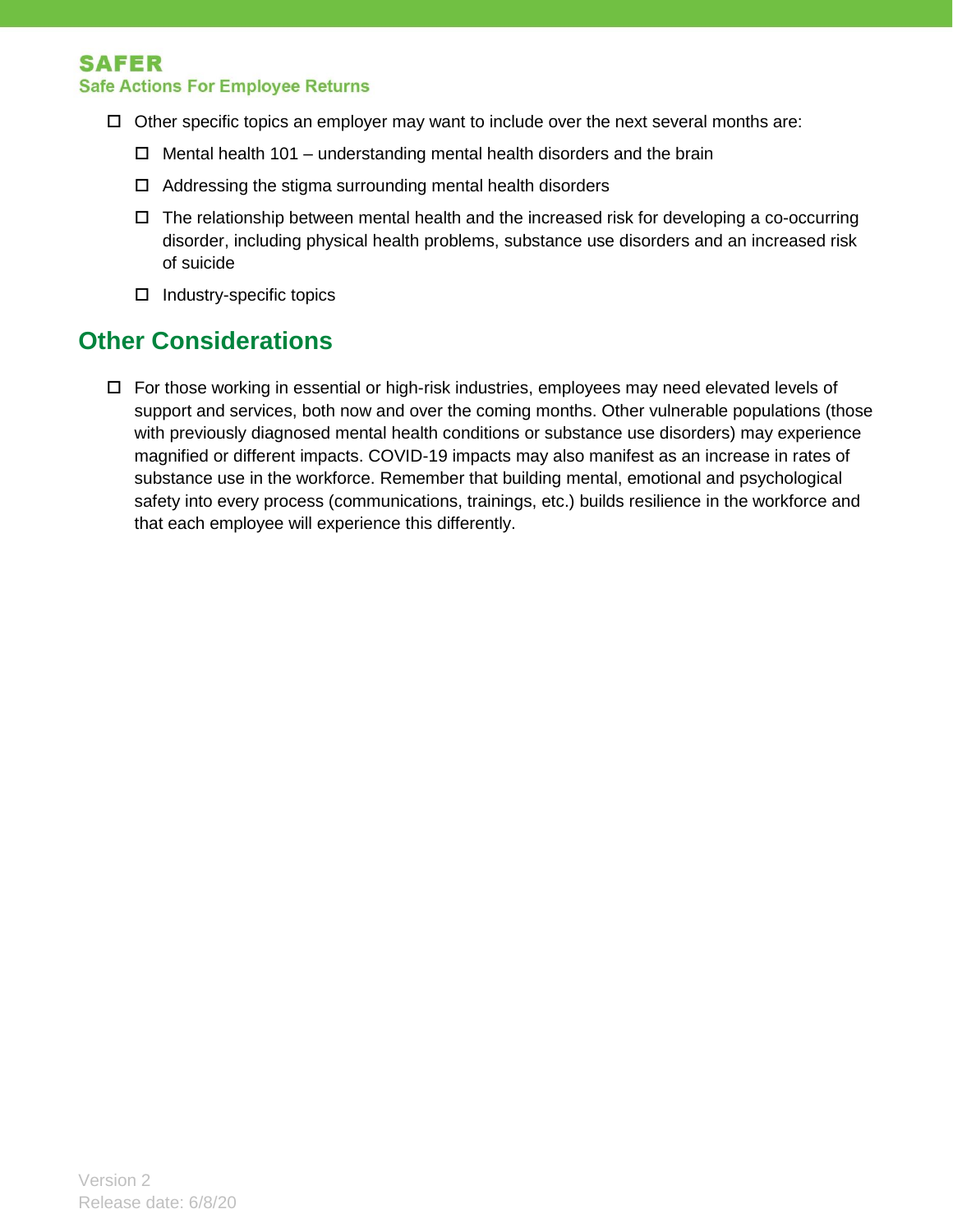- ☐ Other specific topics an employer may want to include over the next several months are:
  - ☐ Mental health 101 – understanding mental health disorders and the brain
  - ☐ Addressing the stigma surrounding mental health disorders
  - ☐ The relationship between mental health and the increased risk for developing a co-occurring disorder, including physical health problems, substance use disorders and an increased risk of suicide
  - ☐ Industry-specific topics

## Other Considerations

- ☐ For those working in essential or high-risk industries, employees may need elevated levels of support and services, both now and over the coming months. Other vulnerable populations (those with previously diagnosed mental health conditions or substance use disorders) may experience magnified or different impacts. COVID-19 impacts may also manifest as an increase in rates of substance use in the workforce. Remember that building mental, emotional and psychological safety into every process (communications, trainings, etc.) builds resilience in the workforce and that each employee will experience this differently.